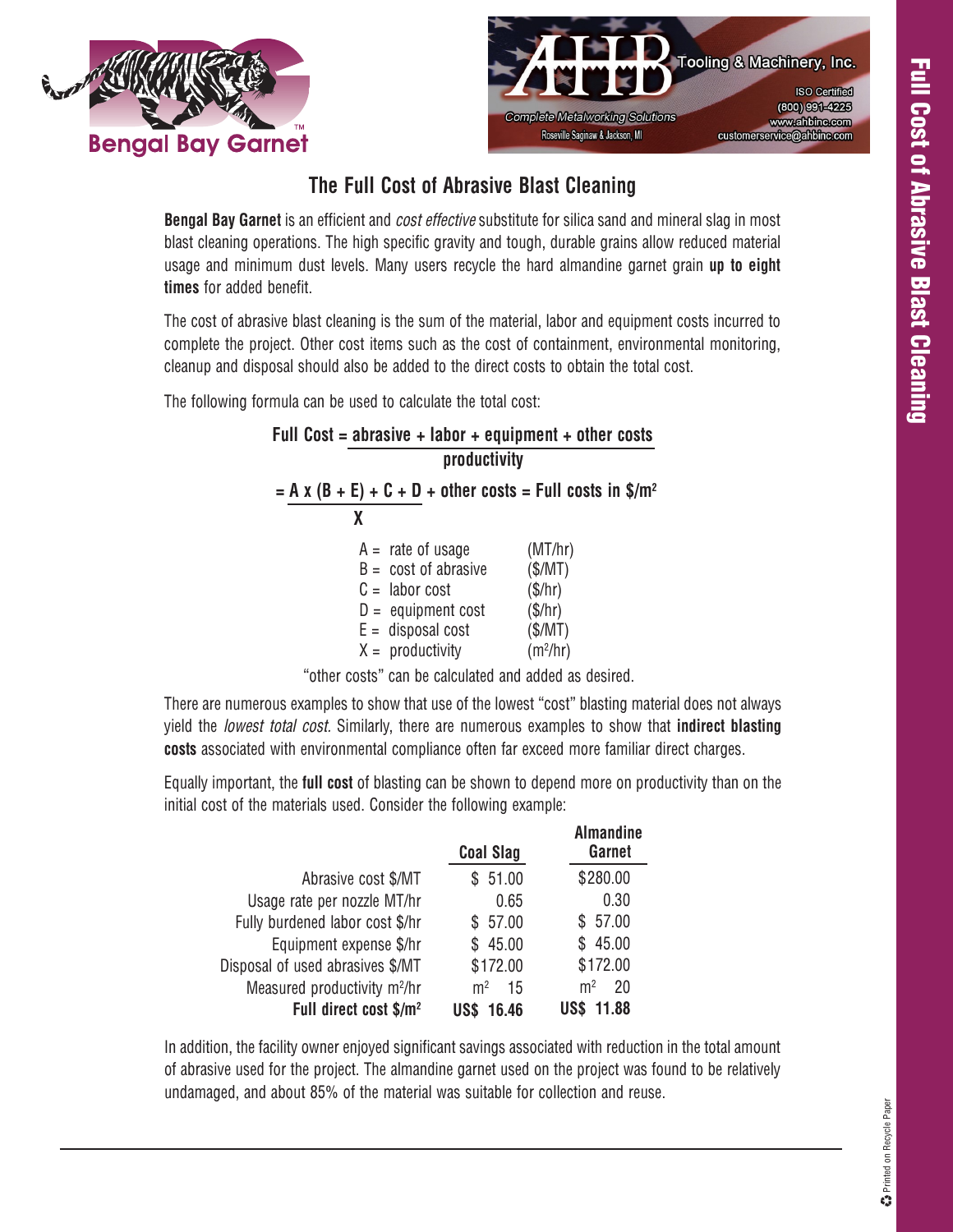Bengal Bay Garnet™

AHB Tooling & Machinery, Inc.
Complete Metalworking Solutions
Roseville Saginaw & Jackson, MI
ISO Certified
(800) 991-4225
www.ahbinc.com
customerservice@ahbinc.com

# The Full Cost of Abrasive Blast Cleaning

**Bengal Bay Garnet** is an efficient and *cost effective* substitute for silica sand and mineral slag in most blast cleaning operations. The high specific gravity and tough, durable grains allow reduced material usage and minimum dust levels. Many users recycle the hard almandine garnet grain **up to eight times** for added benefit.

The cost of abrasive blast cleaning is the sum of the material, labor and equipment costs incurred to complete the project. Other cost items such as the cost of containment, environmental monitoring, cleanup and disposal should also be added to the direct costs to obtain the total cost.

The following formula can be used to calculate the total cost:

$$\textbf{Full Cost} = \frac{\text{abrasive} + \text{labor} + \text{equipment} + \text{other costs}}{\text{productivity}}$$

$$= \frac{A \times (B + E) + C + D}{X} + \text{other costs} = \text{Full costs in } \$/m^2$$

| | | |
|---|---|---|
| A = | rate of usage | (MT/hr) |
| B = | cost of abrasive | ($/MT) |
| C = | labor cost | ($/hr) |
| D = | equipment cost | ($/hr) |
| E = | disposal cost | ($/MT) |
| X = | productivity | ($m^2$/hr) |

"other costs" can be calculated and added as desired.

There are numerous examples to show that use of the lowest "cost" blasting material does not always yield the *lowest total cost.* Similarly, there are numerous examples to show that **indirect blasting costs** associated with environmental compliance often far exceed more familiar direct charges.

Equally important, the **full cost** of blasting can be shown to depend more on productivity than on the initial cost of the materials used. Consider the following example:

| | Coal Slag | Almandine Garnet |
|---|---|---|
| Abrasive cost $/MT | $ 51.00 | $280.00 |
| Usage rate per nozzle MT/hr | 0.65 | 0.30 |
| Fully burdened labor cost $/hr | $ 57.00 | $ 57.00 |
| Equipment expense $/hr | $ 45.00 | $ 45.00 |
| Disposal of used abrasives $/MT | $172.00 | $172.00 |
| Measured productivity $m^2$/hr | $m^2$ 15 | $m^2$ 20 |
| **Full direct cost $/$m^2$** | **US$ 16.46** | **US$ 11.88** |

In addition, the facility owner enjoyed significant savings associated with reduction in the total amount of abrasive used for the project. The almandine garnet used on the project was found to be relatively undamaged, and about 85% of the material was suitable for collection and reuse.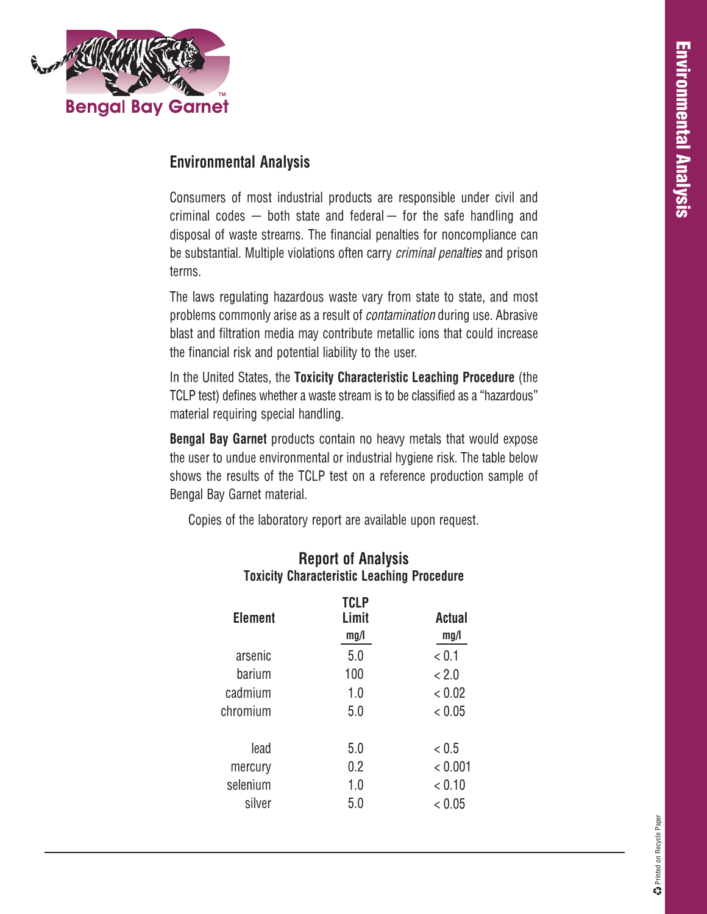## Environmental Analysis

Consumers of most industrial products are responsible under civil and criminal codes — both state and federal — for the safe handling and disposal of waste streams. The financial penalties for noncompliance can be substantial. Multiple violations often carry *criminal penalties* and prison terms.

The laws regulating hazardous waste vary from state to state, and most problems commonly arise as a result of *contamination* during use. Abrasive blast and filtration media may contribute metallic ions that could increase the financial risk and potential liability to the user.

In the United States, the **Toxicity Characteristic Leaching Procedure** (the TCLP test) defines whether a waste stream is to be classified as a "hazardous" material requiring special handling.

**Bengal Bay Garnet** products contain no heavy metals that would expose the user to undue environmental or industrial hygiene risk. The table below shows the results of the TCLP test on a reference production sample of Bengal Bay Garnet material.

Copies of the laboratory report are available upon request.

### Report of Analysis
**Toxicity Characteristic Leaching Procedure**

| Element | TCLP Limit mg/l | Actual mg/l |
|---|---|---|
| arsenic | 5.0 | < 0.1 |
| barium | 100 | < 2.0 |
| cadmium | 1.0 | < 0.02 |
| chromium | 5.0 | < 0.05 |
| lead | 5.0 | < 0.5 |
| mercury | 0.2 | < 0.001 |
| selenium | 1.0 | < 0.10 |
| silver | 5.0 | < 0.05 |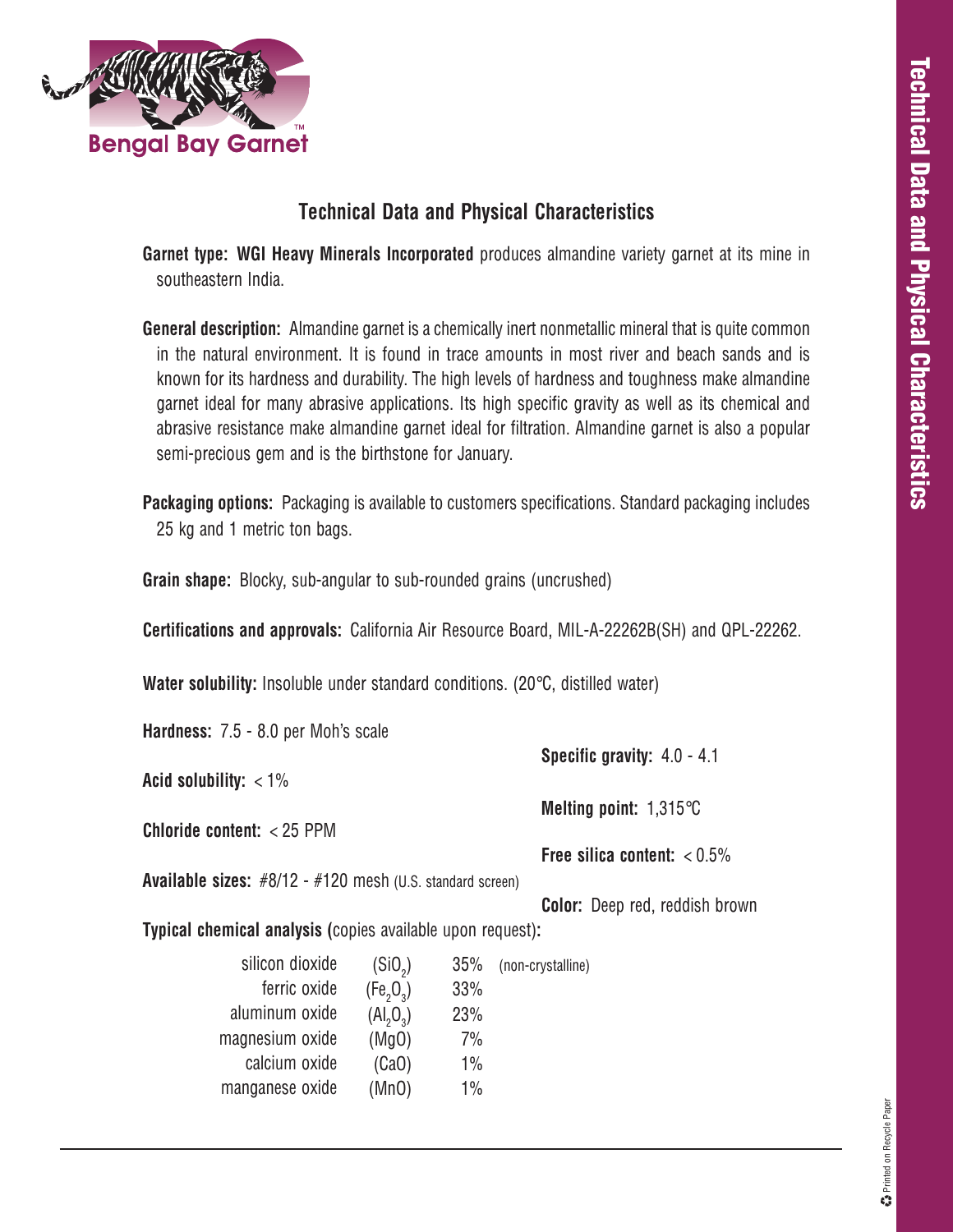Bengal Bay Garnet

# Technical Data and Physical Characteristics

**Garnet type: WGI Heavy Minerals Incorporated** produces almandine variety garnet at its mine in southeastern India.

**General description:** Almandine garnet is a chemically inert nonmetallic mineral that is quite common in the natural environment. It is found in trace amounts in most river and beach sands and is known for its hardness and durability. The high levels of hardness and toughness make almandine garnet ideal for many abrasive applications. Its high specific gravity as well as its chemical and abrasive resistance make almandine garnet ideal for filtration. Almandine garnet is also a popular semi-precious gem and is the birthstone for January.

**Packaging options:** Packaging is available to customers specifications. Standard packaging includes 25 kg and 1 metric ton bags.

**Grain shape:** Blocky, sub-angular to sub-rounded grains (uncrushed)

**Certifications and approvals:** California Air Resource Board, MIL-A-22262B(SH) and QPL-22262.

**Water solubility:** Insoluble under standard conditions. (20°C, distilled water)

**Hardness:** 7.5 - 8.0 per Moh's scale

**Acid solubility:** < 1%

**Chloride content:** < 25 PPM

**Available sizes:** #8/12 - #120 mesh (U.S. standard screen)

**Specific gravity:** 4.0 - 4.1

**Melting point:** 1,315°C

**Free silica content:** < 0.5%

**Color:** Deep red, reddish brown

**Typical chemical analysis (**copies available upon request)**:**

| | | | |
|---|---|---|---|
| silicon dioxide | ($SiO_2$) | 35% | (non-crystalline) |
| ferric oxide | ($Fe_2O_3$) | 33% | |
| aluminum oxide | ($Al_2O_3$) | 23% | |
| magnesium oxide | (MgO) | 7% | |
| calcium oxide | (CaO) | 1% | |
| manganese oxide | (MnO) | 1% | |

Printed on Recycle Paper